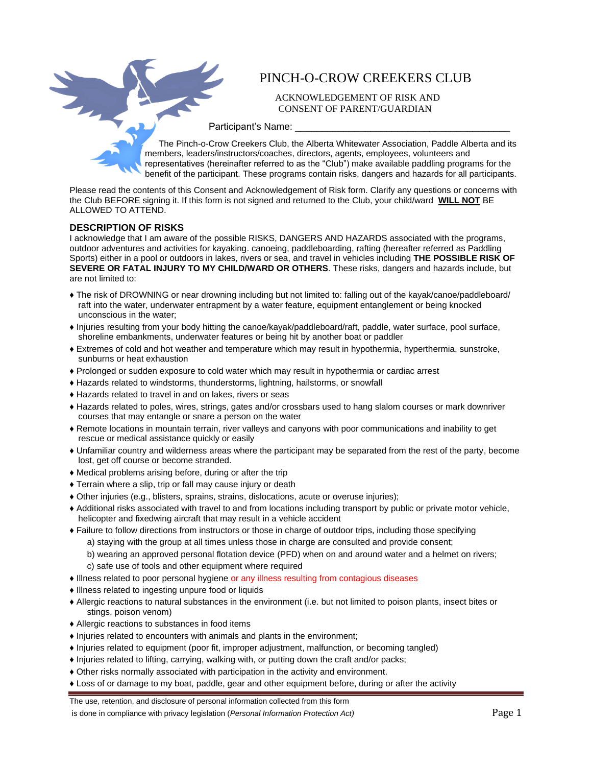# PINCH-O-CROW CREEKERS CLUB

ACKNOWLEDGEMENT OF RISK AND
CONSENT OF PARENT/GUARDIAN

Participant's Name: ________________________________________

The Pinch-o-Crow Creekers Club, the Alberta Whitewater Association, Paddle Alberta and its members, leaders/instructors/coaches, directors, agents, employees, volunteers and representatives (hereinafter referred to as the "Club") make available paddling programs for the benefit of the participant. These programs contain risks, dangers and hazards for all participants.

Please read the contents of this Consent and Acknowledgement of Risk form. Clarify any questions or concerns with the Club BEFORE signing it. If this form is not signed and returned to the Club, your child/ward **WILL NOT** BE ALLOWED TO ATTEND.

## DESCRIPTION OF RISKS

I acknowledge that I am aware of the possible RISKS, DANGERS AND HAZARDS associated with the programs, outdoor adventures and activities for kayaking. canoeing, paddleboarding, rafting (hereafter referred as Paddling Sports) either in a pool or outdoors in lakes, rivers or sea, and travel in vehicles including **THE POSSIBLE RISK OF SEVERE OR FATAL INJURY TO MY CHILD/WARD OR OTHERS**. These risks, dangers and hazards include, but are not limited to:

- The risk of DROWNING or near drowning including but not limited to: falling out of the kayak/canoe/paddleboard/ raft into the water, underwater entrapment by a water feature, equipment entanglement or being knocked unconscious in the water;
- Injuries resulting from your body hitting the canoe/kayak/paddleboard/raft, paddle, water surface, pool surface, shoreline embankments, underwater features or being hit by another boat or paddler
- Extremes of cold and hot weather and temperature which may result in hypothermia, hyperthermia, sunstroke, sunburns or heat exhaustion
- Prolonged or sudden exposure to cold water which may result in hypothermia or cardiac arrest
- Hazards related to windstorms, thunderstorms, lightning, hailstorms, or snowfall
- Hazards related to travel in and on lakes, rivers or seas
- Hazards related to poles, wires, strings, gates and/or crossbars used to hang slalom courses or mark downriver courses that may entangle or snare a person on the water
- Remote locations in mountain terrain, river valleys and canyons with poor communications and inability to get rescue or medical assistance quickly or easily
- Unfamiliar country and wilderness areas where the participant may be separated from the rest of the party, become lost, get off course or become stranded.
- Medical problems arising before, during or after the trip
- Terrain where a slip, trip or fall may cause injury or death
- Other injuries (e.g., blisters, sprains, strains, dislocations, acute or overuse injuries);
- Additional risks associated with travel to and from locations including transport by public or private motor vehicle, helicopter and fixedwing aircraft that may result in a vehicle accident
- Failure to follow directions from instructors or those in charge of outdoor trips, including those specifying
  - a) staying with the group at all times unless those in charge are consulted and provide consent;
  - b) wearing an approved personal flotation device (PFD) when on and around water and a helmet on rivers;
  - c) safe use of tools and other equipment where required
- Illness related to poor personal hygiene or any illness resulting from contagious diseases
- Illness related to ingesting unpure food or liquids
- Allergic reactions to natural substances in the environment (i.e. but not limited to poison plants, insect bites or stings, poison venom)
- Allergic reactions to substances in food items
- Injuries related to encounters with animals and plants in the environment;
- Injuries related to equipment (poor fit, improper adjustment, malfunction, or becoming tangled)
- Injuries related to lifting, carrying, walking with, or putting down the craft and/or packs;
- Other risks normally associated with participation in the activity and environment.
- Loss of or damage to my boat, paddle, gear and other equipment before, during or after the activity

The use, retention, and disclosure of personal information collected from this form is done in compliance with privacy legislation (*Personal Information Protection Act)*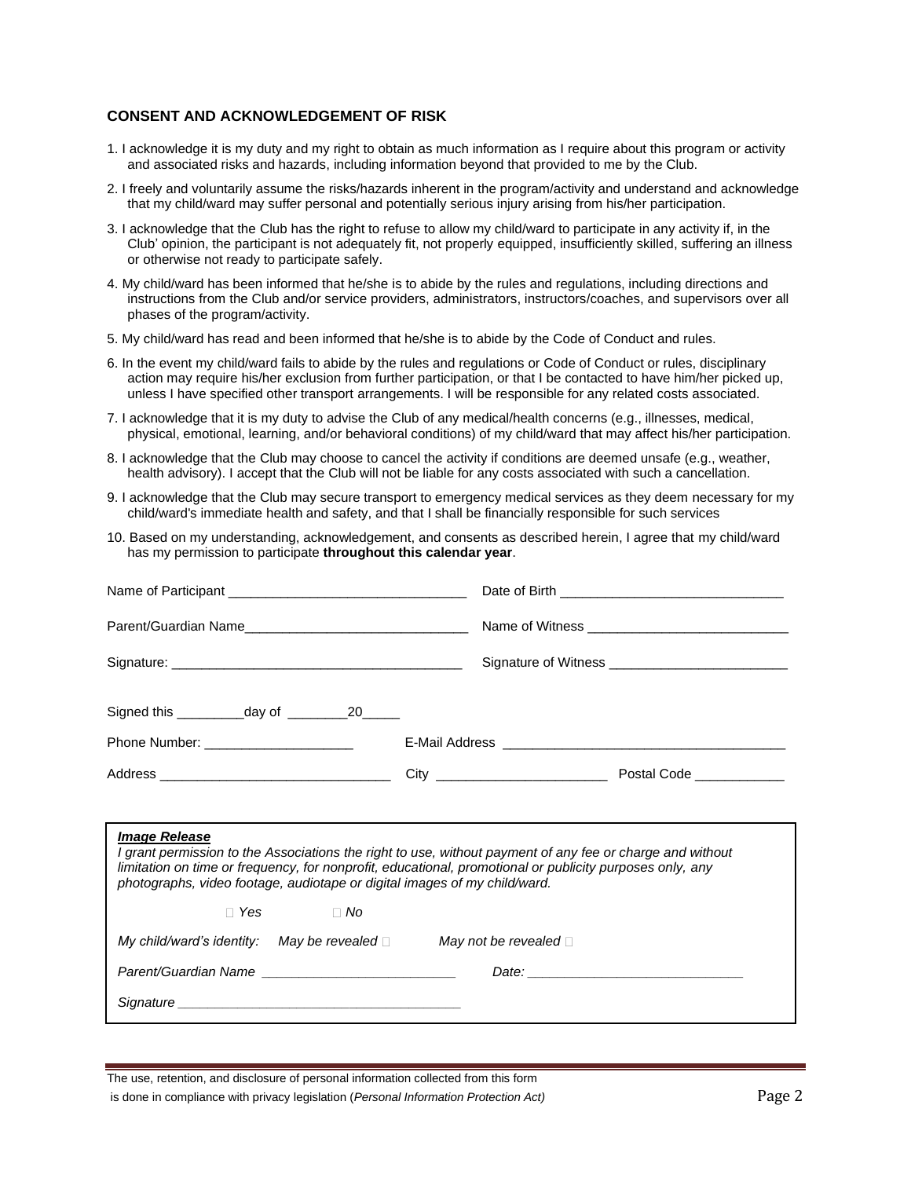## CONSENT AND ACKNOWLEDGEMENT OF RISK

1. I acknowledge it is my duty and my right to obtain as much information as I require about this program or activity and associated risks and hazards, including information beyond that provided to me by the Club.
2. I freely and voluntarily assume the risks/hazards inherent in the program/activity and understand and acknowledge that my child/ward may suffer personal and potentially serious injury arising from his/her participation.
3. I acknowledge that the Club has the right to refuse to allow my child/ward to participate in any activity if, in the Club' opinion, the participant is not adequately fit, not properly equipped, insufficiently skilled, suffering an illness or otherwise not ready to participate safely.
4. My child/ward has been informed that he/she is to abide by the rules and regulations, including directions and instructions from the Club and/or service providers, administrators, instructors/coaches, and supervisors over all phases of the program/activity.
5. My child/ward has read and been informed that he/she is to abide by the Code of Conduct and rules.
6. In the event my child/ward fails to abide by the rules and regulations or Code of Conduct or rules, disciplinary action may require his/her exclusion from further participation, or that I be contacted to have him/her picked up, unless I have specified other transport arrangements. I will be responsible for any related costs associated.
7. I acknowledge that it is my duty to advise the Club of any medical/health concerns (e.g., illnesses, medical, physical, emotional, learning, and/or behavioral conditions) of my child/ward that may affect his/her participation.
8. I acknowledge that the Club may choose to cancel the activity if conditions are deemed unsafe (e.g., weather, health advisory). I accept that the Club will not be liable for any costs associated with such a cancellation.
9. I acknowledge that the Club may secure transport to emergency medical services as they deem necessary for my child/ward's immediate health and safety, and that I shall be financially responsible for such services
10. Based on my understanding, acknowledgement, and consents as described herein, I agree that my child/ward has my permission to participate **throughout this calendar year**.

Name of Participant ________________________________ Date of Birth ______________________________

Parent/Guardian Name______________________________ Name of Witness ___________________________

Signature: _______________________________________ Signature of Witness ________________________

Signed this _________day of ________20_____

Phone Number: ____________________ E-Mail Address ______________________________________

Address _______________________________ City ______________________ Postal Code ____________

***Image Release***

*I grant permission to the Associations the right to use, without payment of any fee or charge and without limitation on time or frequency, for nonprofit, educational, promotional or publicity purposes only, any photographs, video footage, audiotape or digital images of my child/ward.*

☐ *Yes* ☐ *No*

*My child/ward's identity: May be revealed* ☐ *May not be revealed* ☐

*Parent/Guardian Name* __________________________ *Date:* ____________________________

*Signature* ______________________________________

The use, retention, and disclosure of personal information collected from this form is done in compliance with privacy legislation (*Personal Information Protection Act)*